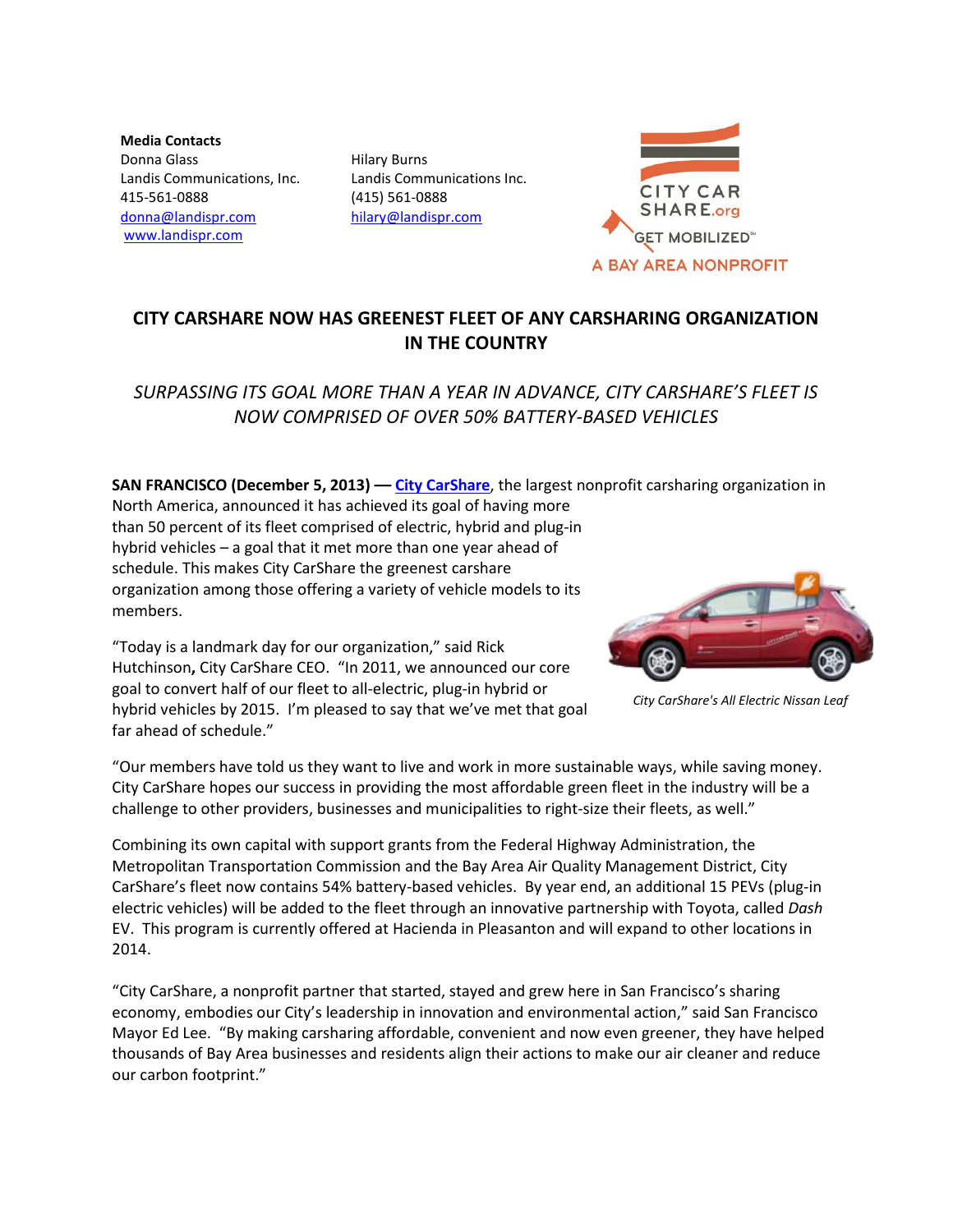**Media Contacts**
Donna Glass
Landis Communications, Inc.
415-561-0888
donna@landispr.com
www.landispr.com

Hilary Burns
Landis Communications Inc.
(415) 561-0888
hilary@landispr.com

CITY CAR SHARE.org
GET MOBILIZED℠
A BAY AREA NONPROFIT

## CITY CARSHARE NOW HAS GREENEST FLEET OF ANY CARSHARING ORGANIZATION IN THE COUNTRY

*SURPASSING ITS GOAL MORE THAN A YEAR IN ADVANCE, CITY CARSHARE'S FLEET IS NOW COMPRISED OF OVER 50% BATTERY-BASED VEHICLES*

**SAN FRANCISCO (December 5, 2013) —** **City CarShare**, the largest nonprofit carsharing organization in North America, announced it has achieved its goal of having more than 50 percent of its fleet comprised of electric, hybrid and plug-in hybrid vehicles – a goal that it met more than one year ahead of schedule. This makes City CarShare the greenest carshare organization among those offering a variety of vehicle models to its members.

*City CarShare's All Electric Nissan Leaf*

"Today is a landmark day for our organization," said Rick Hutchinson**,** City CarShare CEO. "In 2011, we announced our core goal to convert half of our fleet to all-electric, plug-in hybrid or hybrid vehicles by 2015. I'm pleased to say that we've met that goal far ahead of schedule."

"Our members have told us they want to live and work in more sustainable ways, while saving money. City CarShare hopes our success in providing the most affordable green fleet in the industry will be a challenge to other providers, businesses and municipalities to right-size their fleets, as well."

Combining its own capital with support grants from the Federal Highway Administration, the Metropolitan Transportation Commission and the Bay Area Air Quality Management District, City CarShare's fleet now contains 54% battery-based vehicles. By year end, an additional 15 PEVs (plug-in electric vehicles) will be added to the fleet through an innovative partnership with Toyota, called *Dash* EV. This program is currently offered at Hacienda in Pleasanton and will expand to other locations in 2014.

"City CarShare, a nonprofit partner that started, stayed and grew here in San Francisco's sharing economy, embodies our City's leadership in innovation and environmental action," said San Francisco Mayor Ed Lee. "By making carsharing affordable, convenient and now even greener, they have helped thousands of Bay Area businesses and residents align their actions to make our air cleaner and reduce our carbon footprint."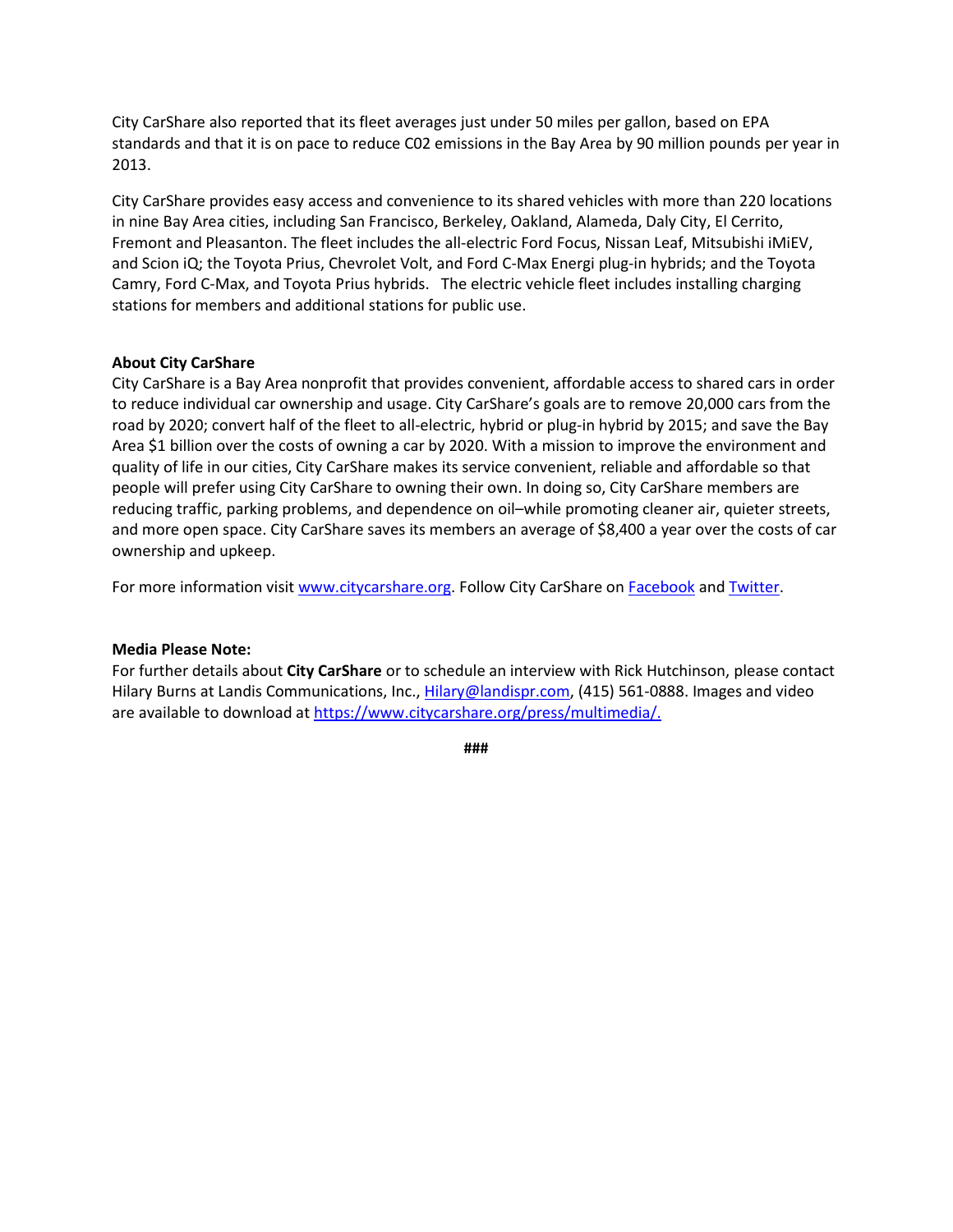City CarShare also reported that its fleet averages just under 50 miles per gallon, based on EPA standards and that it is on pace to reduce C02 emissions in the Bay Area by 90 million pounds per year in 2013.

City CarShare provides easy access and convenience to its shared vehicles with more than 220 locations in nine Bay Area cities, including San Francisco, Berkeley, Oakland, Alameda, Daly City, El Cerrito, Fremont and Pleasanton. The fleet includes the all-electric Ford Focus, Nissan Leaf, Mitsubishi iMiEV, and Scion iQ; the Toyota Prius, Chevrolet Volt, and Ford C-Max Energi plug-in hybrids; and the Toyota Camry, Ford C-Max, and Toyota Prius hybrids. The electric vehicle fleet includes installing charging stations for members and additional stations for public use.

**About City CarShare**

City CarShare is a Bay Area nonprofit that provides convenient, affordable access to shared cars in order to reduce individual car ownership and usage. City CarShare's goals are to remove 20,000 cars from the road by 2020; convert half of the fleet to all-electric, hybrid or plug-in hybrid by 2015; and save the Bay Area $1 billion over the costs of owning a car by 2020. With a mission to improve the environment and quality of life in our cities, City CarShare makes its service convenient, reliable and affordable so that people will prefer using City CarShare to owning their own. In doing so, City CarShare members are reducing traffic, parking problems, and dependence on oil–while promoting cleaner air, quieter streets, and more open space. City CarShare saves its members an average of $8,400 a year over the costs of car ownership and upkeep.

For more information visit [www.citycarshare.org](http://www.citycarshare.org). Follow City CarShare on Facebook and Twitter.

**Media Please Note:**

For further details about **City CarShare** or to schedule an interview with Rick Hutchinson, please contact Hilary Burns at Landis Communications, Inc., [Hilary@landispr.com](mailto:Hilary@landispr.com), (415) 561-0888. Images and video are available to download at [https://www.citycarshare.org/press/multimedia/.](https://www.citycarshare.org/press/multimedia/)

###